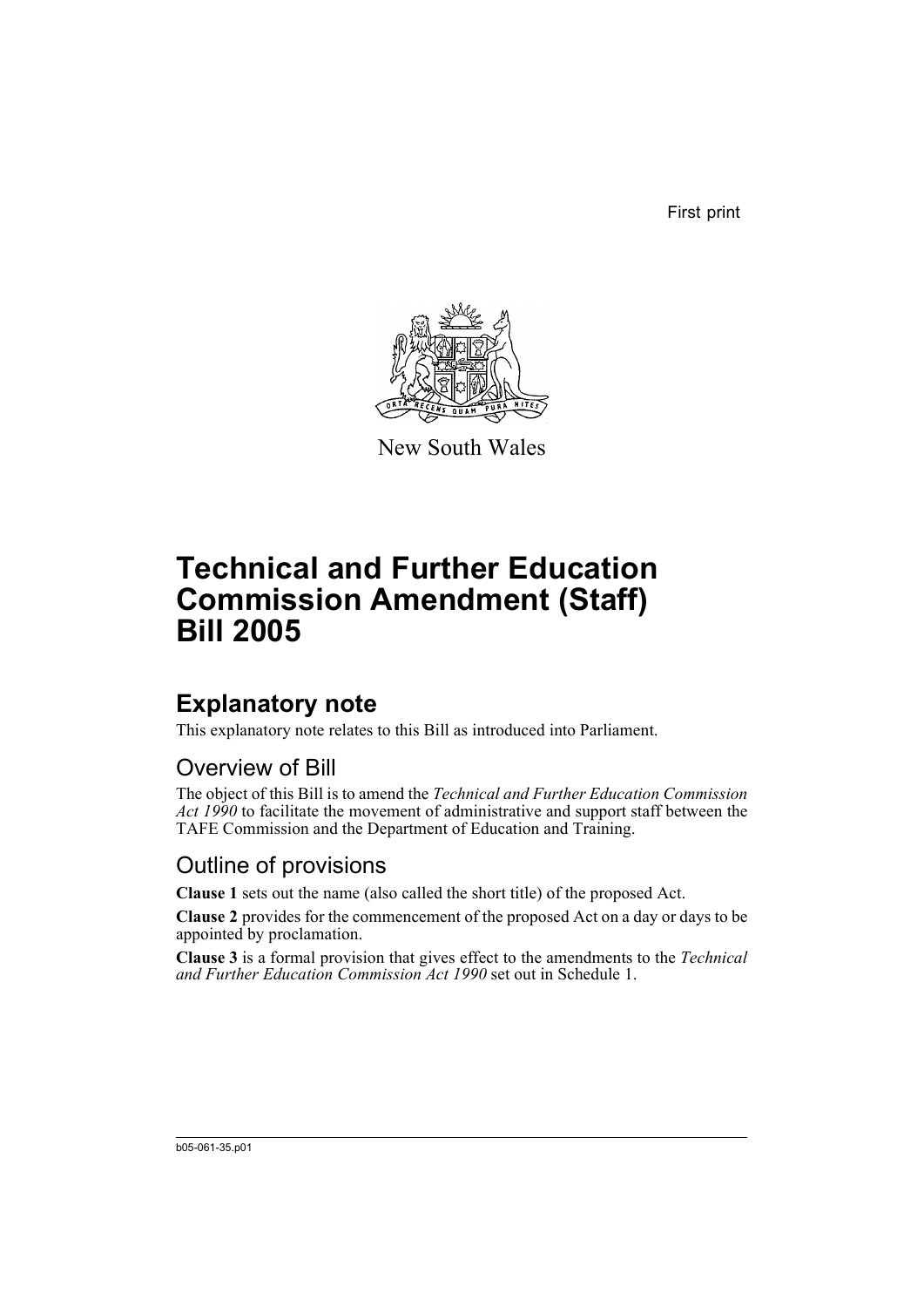First print

New South Wales

# Technical and Further Education Commission Amendment (Staff) Bill 2005

## Explanatory note

This explanatory note relates to this Bill as introduced into Parliament.

### Overview of Bill

The object of this Bill is to amend the *Technical and Further Education Commission Act 1990* to facilitate the movement of administrative and support staff between the TAFE Commission and the Department of Education and Training.

### Outline of provisions

**Clause 1** sets out the name (also called the short title) of the proposed Act.

**Clause 2** provides for the commencement of the proposed Act on a day or days to be appointed by proclamation.

**Clause 3** is a formal provision that gives effect to the amendments to the *Technical and Further Education Commission Act 1990* set out in Schedule 1.

b05-061-35.p01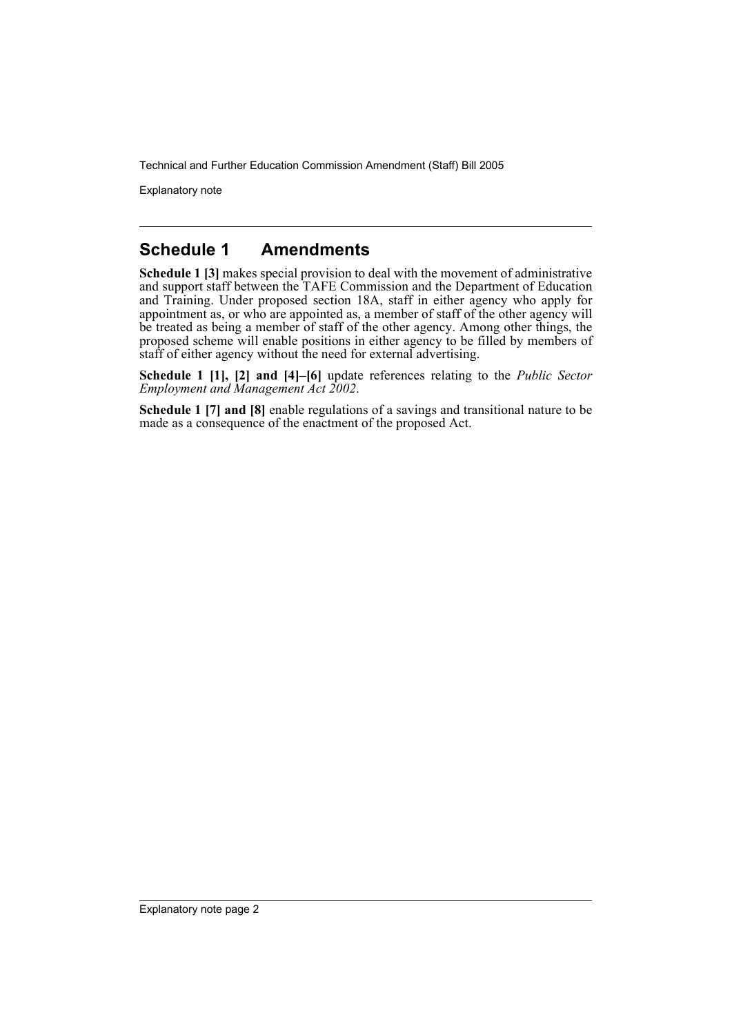## Schedule 1 Amendments

**Schedule 1 [3]** makes special provision to deal with the movement of administrative and support staff between the TAFE Commission and the Department of Education and Training. Under proposed section 18A, staff in either agency who apply for appointment as, or who are appointed as, a member of staff of the other agency will be treated as being a member of staff of the other agency. Among other things, the proposed scheme will enable positions in either agency to be filled by members of staff of either agency without the need for external advertising.

**Schedule 1 [1], [2] and [4]–[6]** update references relating to the *Public Sector Employment and Management Act 2002*.

**Schedule 1 [7] and [8]** enable regulations of a savings and transitional nature to be made as a consequence of the enactment of the proposed Act.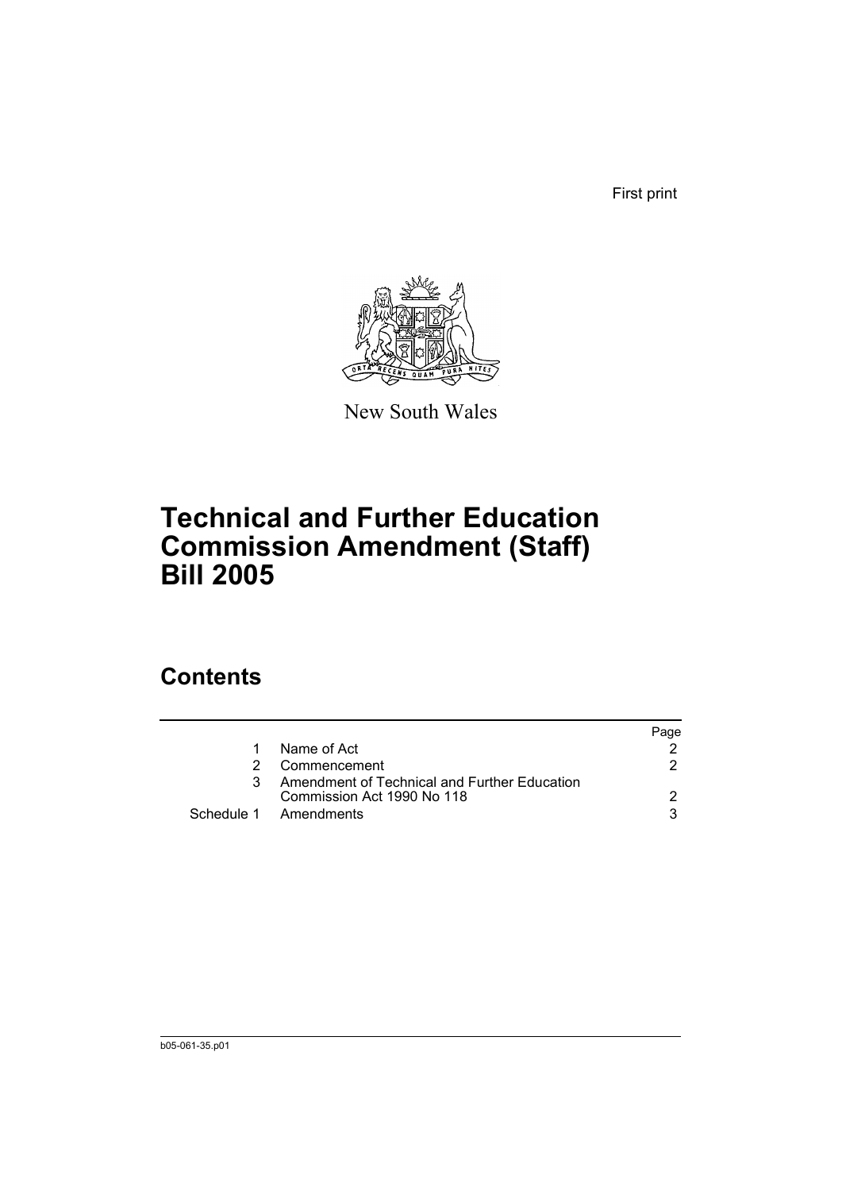First print

New South Wales

# Technical and Further Education Commission Amendment (Staff) Bill 2005

## Contents

| | | Page |
|---|---|---|
| 1 | Name of Act | 2 |
| 2 | Commencement | 2 |
| 3 | Amendment of Technical and Further Education Commission Act 1990 No 118 | 2 |
| Schedule 1 | Amendments | 3 |

b05-061-35.p01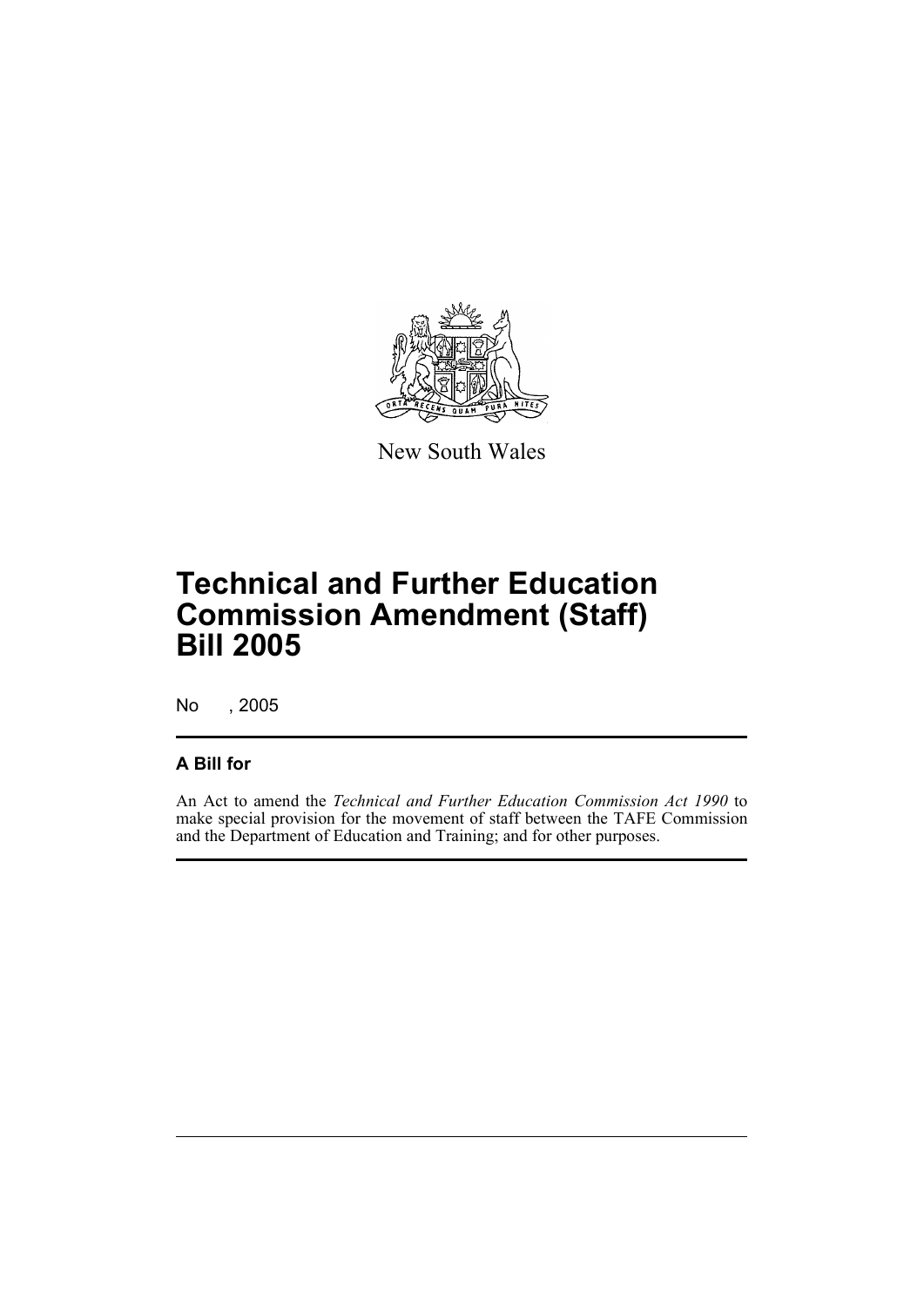New South Wales

# Technical and Further Education Commission Amendment (Staff) Bill 2005

No , 2005

## A Bill for

An Act to amend the *Technical and Further Education Commission Act 1990* to make special provision for the movement of staff between the TAFE Commission and the Department of Education and Training; and for other purposes.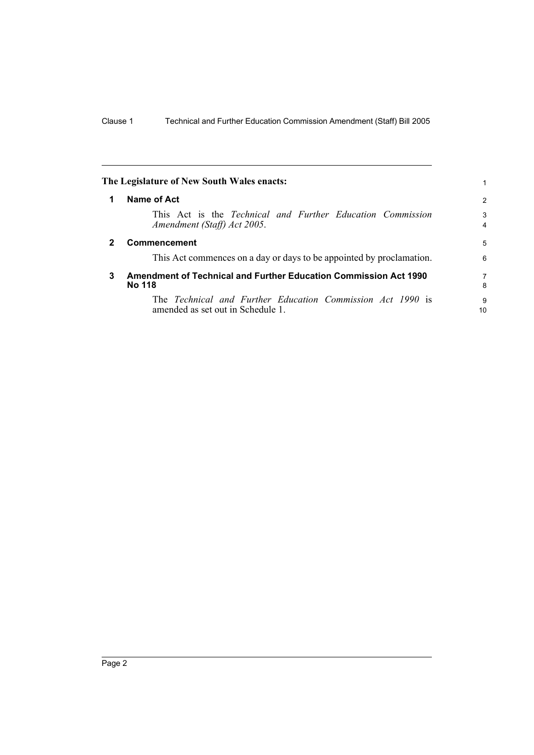**The Legislature of New South Wales enacts:**

**1 Name of Act**

This Act is the *Technical and Further Education Commission Amendment (Staff) Act 2005*.

**2 Commencement**

This Act commences on a day or days to be appointed by proclamation.

**3 Amendment of Technical and Further Education Commission Act 1990 No 118**

The *Technical and Further Education Commission Act 1990* is amended as set out in Schedule 1.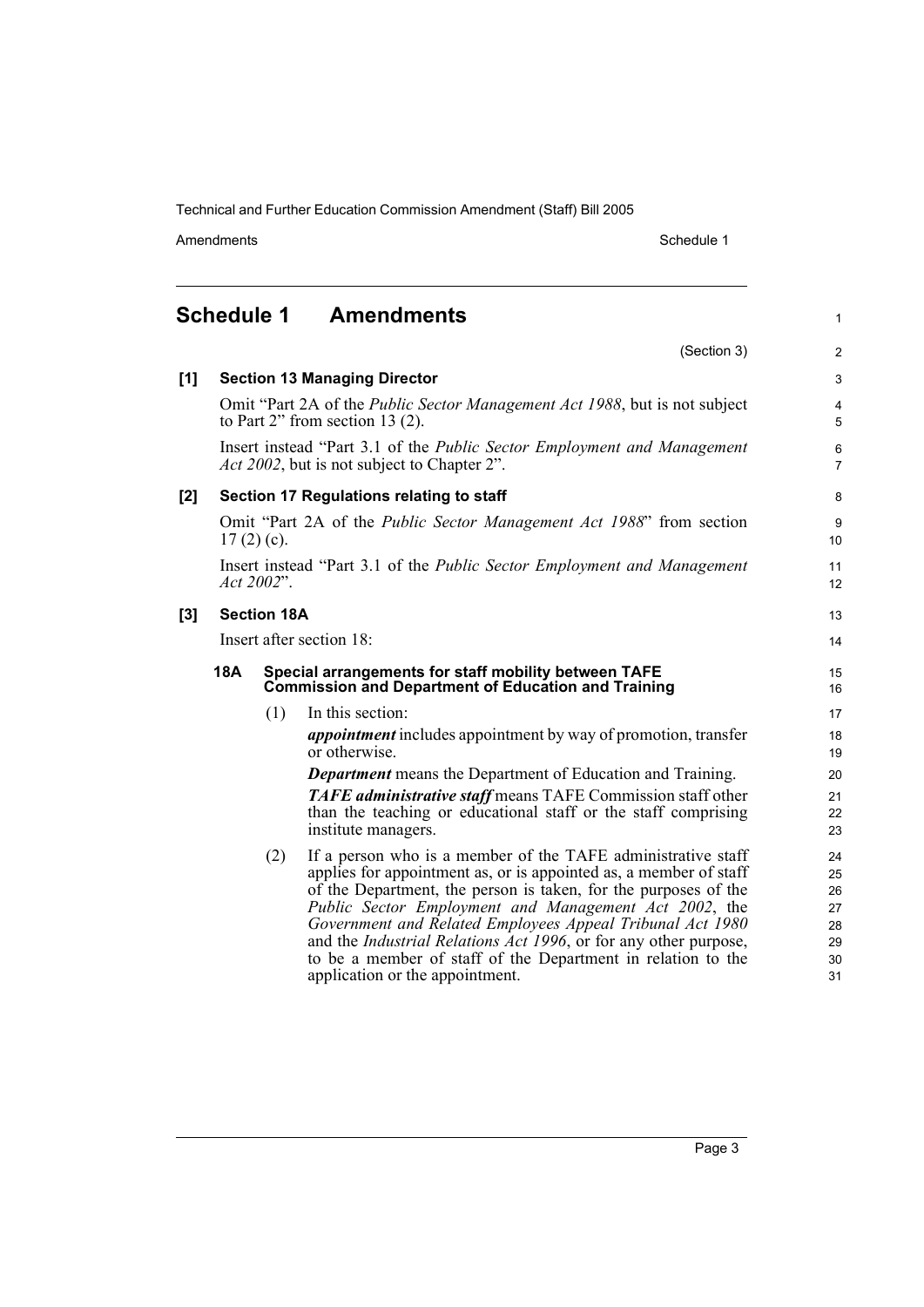# Schedule 1 Amendments

(Section 3)

**[1] Section 13 Managing Director**

Omit "Part 2A of the *Public Sector Management Act 1988*, but is not subject to Part 2" from section 13 (2).

Insert instead "Part 3.1 of the *Public Sector Employment and Management Act 2002*, but is not subject to Chapter 2".

**[2] Section 17 Regulations relating to staff**

Omit "Part 2A of the *Public Sector Management Act 1988*" from section 17 (2) (c).

Insert instead "Part 3.1 of the *Public Sector Employment and Management Act 2002*".

**[3] Section 18A**

Insert after section 18:

**18A Special arrangements for staff mobility between TAFE Commission and Department of Education and Training**

(1) In this section:

***appointment*** includes appointment by way of promotion, transfer or otherwise.

***Department*** means the Department of Education and Training.

***TAFE administrative staff*** means TAFE Commission staff other than the teaching or educational staff or the staff comprising institute managers.

(2) If a person who is a member of the TAFE administrative staff applies for appointment as, or is appointed as, a member of staff of the Department, the person is taken, for the purposes of the *Public Sector Employment and Management Act 2002*, the *Government and Related Employees Appeal Tribunal Act 1980* and the *Industrial Relations Act 1996*, or for any other purpose, to be a member of staff of the Department in relation to the application or the appointment.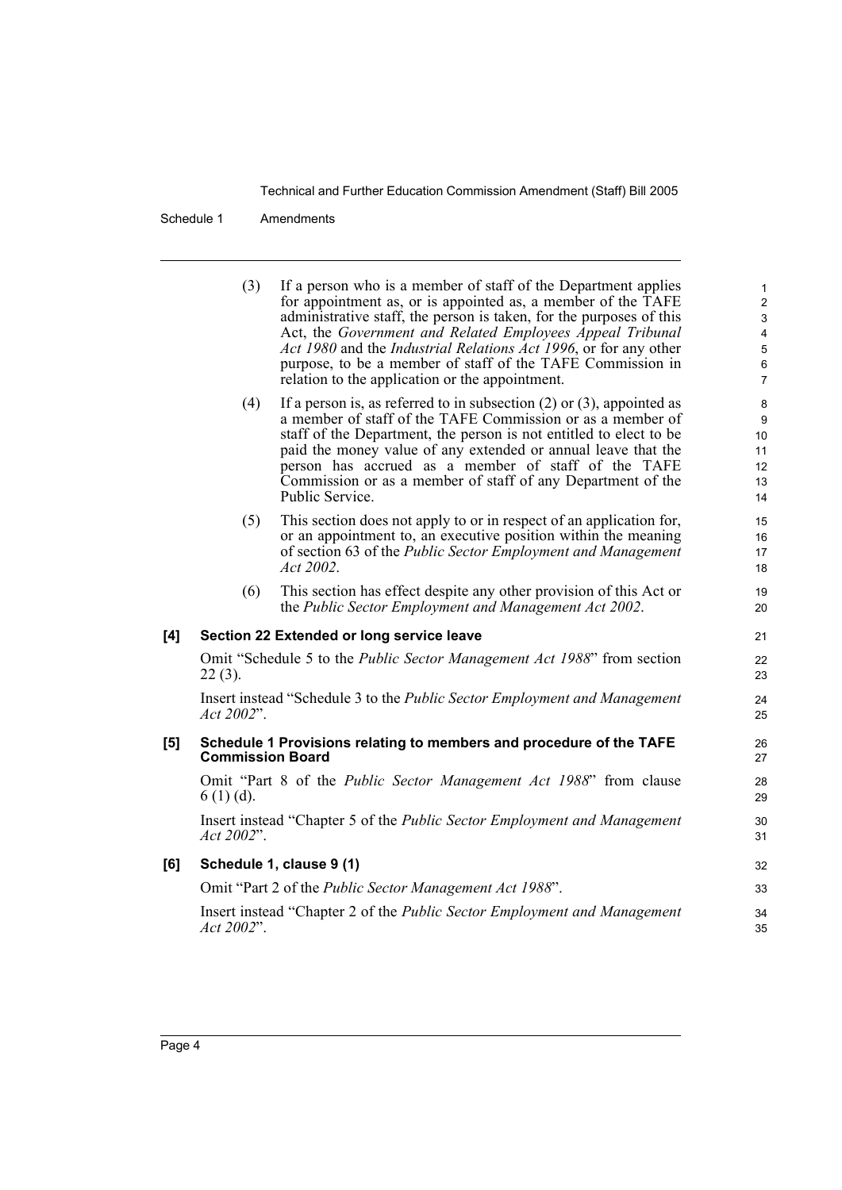(3) If a person who is a member of staff of the Department applies for appointment as, or is appointed as, a member of the TAFE administrative staff, the person is taken, for the purposes of this Act, the *Government and Related Employees Appeal Tribunal Act 1980* and the *Industrial Relations Act 1996*, or for any other purpose, to be a member of staff of the TAFE Commission in relation to the application or the appointment.

(4) If a person is, as referred to in subsection (2) or (3), appointed as a member of staff of the TAFE Commission or as a member of staff of the Department, the person is not entitled to elect to be paid the money value of any extended or annual leave that the person has accrued as a member of staff of the TAFE Commission or as a member of staff of any Department of the Public Service.

(5) This section does not apply to or in respect of an application for, or an appointment to, an executive position within the meaning of section 63 of the *Public Sector Employment and Management Act 2002*.

(6) This section has effect despite any other provision of this Act or the *Public Sector Employment and Management Act 2002*.

**[4] Section 22 Extended or long service leave**

Omit "Schedule 5 to the *Public Sector Management Act 1988*" from section 22 (3).

Insert instead "Schedule 3 to the *Public Sector Employment and Management Act 2002*".

**[5] Schedule 1 Provisions relating to members and procedure of the TAFE Commission Board**

Omit "Part 8 of the *Public Sector Management Act 1988*" from clause 6 (1) (d).

Insert instead "Chapter 5 of the *Public Sector Employment and Management Act 2002*".

**[6] Schedule 1, clause 9 (1)**

Omit "Part 2 of the *Public Sector Management Act 1988*".

Insert instead "Chapter 2 of the *Public Sector Employment and Management Act 2002*".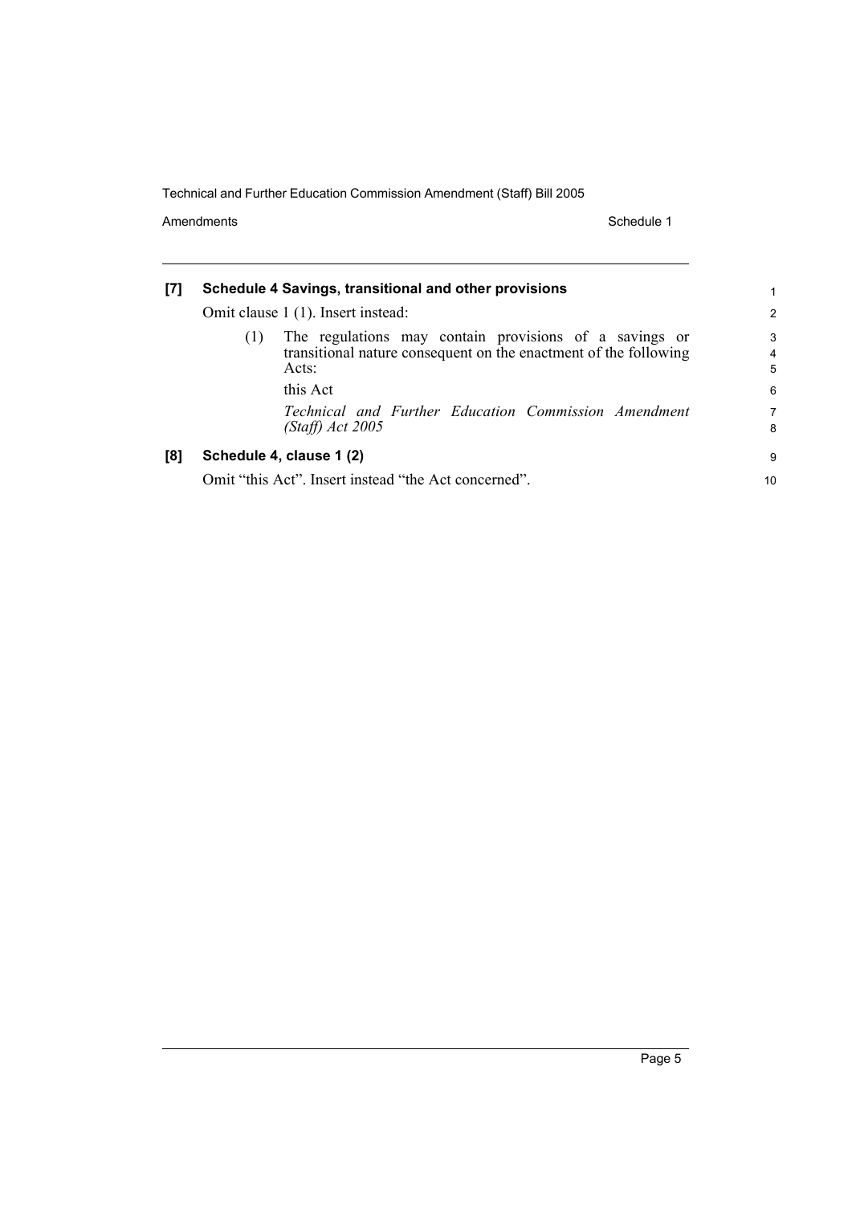**[7] Schedule 4 Savings, transitional and other provisions**

Omit clause 1 (1). Insert instead:

(1) The regulations may contain provisions of a savings or transitional nature consequent on the enactment of the following Acts:

this Act

*Technical and Further Education Commission Amendment (Staff) Act 2005*

**[8] Schedule 4, clause 1 (2)**

Omit "this Act". Insert instead "the Act concerned".